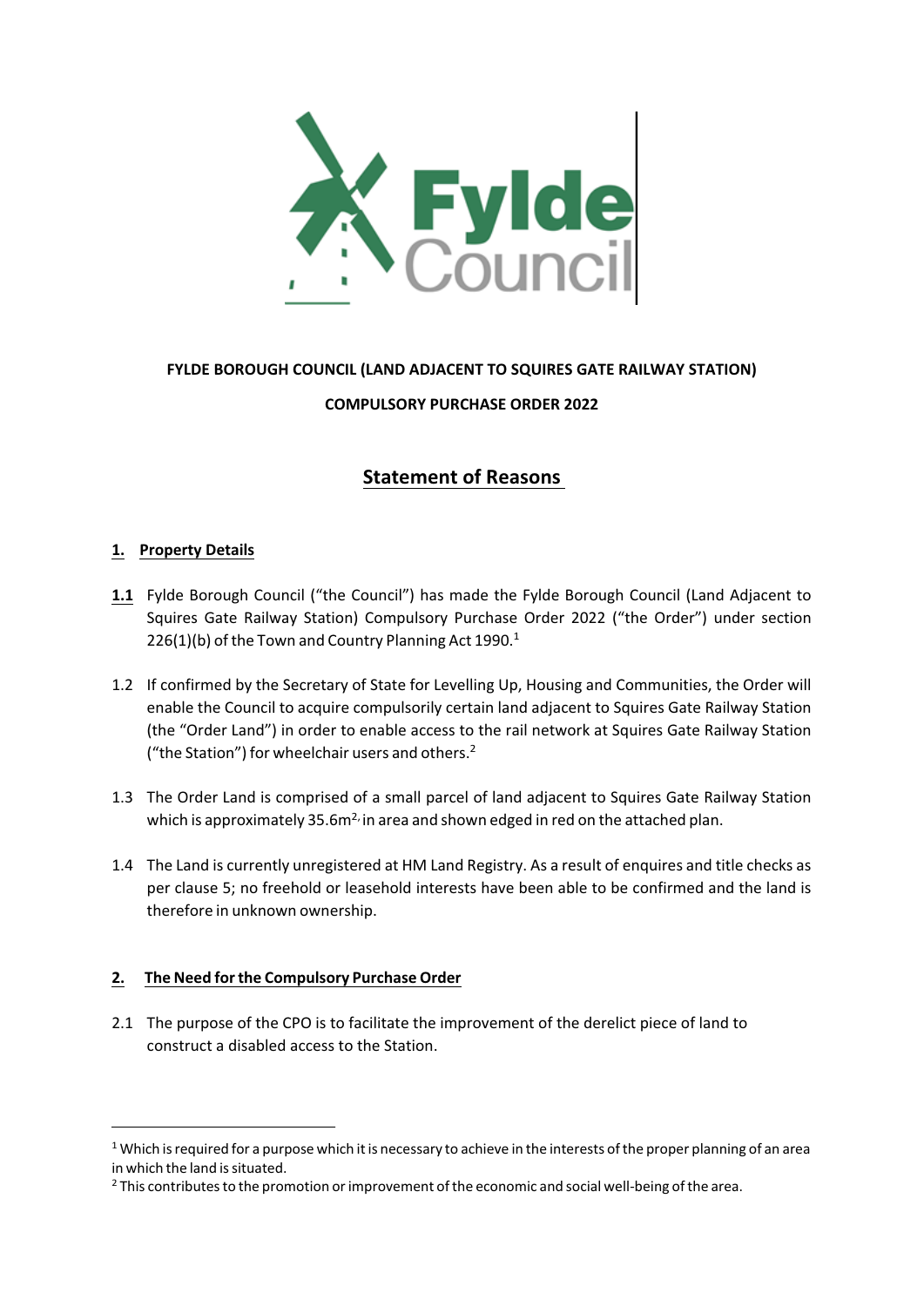**FYLDE BOROUGH COUNCIL (LAND ADJACENT TO SQUIRES GATE RAILWAY STATION)**

**COMPULSORY PURCHASE ORDER 2022**

# Statement of Reasons

## 1. Property Details

**1.1** Fylde Borough Council ("the Council") has made the Fylde Borough Council (Land Adjacent to Squires Gate Railway Station) Compulsory Purchase Order 2022 ("the Order") under section 226(1)(b) of the Town and Country Planning Act 1990.[1]

1.2 If confirmed by the Secretary of State for Levelling Up, Housing and Communities, the Order will enable the Council to acquire compulsorily certain land adjacent to Squires Gate Railway Station (the "Order Land") in order to enable access to the rail network at Squires Gate Railway Station ("the Station") for wheelchair users and others.[2]

1.3 The Order Land is comprised of a small parcel of land adjacent to Squires Gate Railway Station which is approximately 35.6m$^{2}$, in area and shown edged in red on the attached plan.

1.4 The Land is currently unregistered at HM Land Registry. As a result of enquires and title checks as per clause 5; no freehold or leasehold interests have been able to be confirmed and the land is therefore in unknown ownership.

## 2. The Need for the Compulsory Purchase Order

2.1 The purpose of the CPO is to facilitate the improvement of the derelict piece of land to construct a disabled access to the Station.

---

[1] Which is required for a purpose which it is necessary to achieve in the interests of the proper planning of an area in which the land is situated.

[2] This contributes to the promotion or improvement of the economic and social well-being of the area.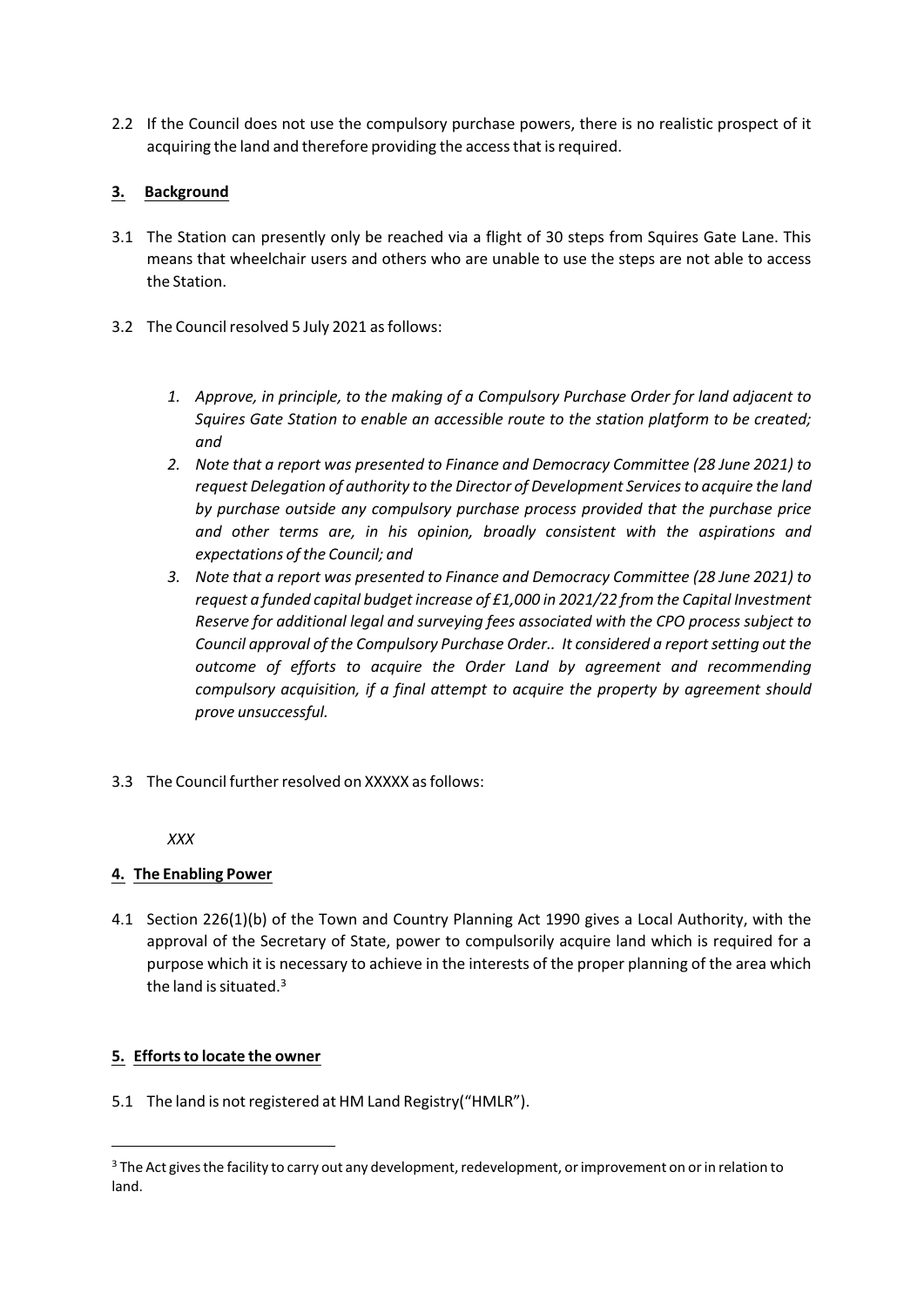2.2 If the Council does not use the compulsory purchase powers, there is no realistic prospect of it acquiring the land and therefore providing the access that is required.

## 3. Background

3.1 The Station can presently only be reached via a flight of 30 steps from Squires Gate Lane. This means that wheelchair users and others who are unable to use the steps are not able to access the Station.

3.2 The Council resolved 5 July 2021 as follows:

1. *Approve, in principle, to the making of a Compulsory Purchase Order for land adjacent to Squires Gate Station to enable an accessible route to the station platform to be created; and*
2. *Note that a report was presented to Finance and Democracy Committee (28 June 2021) to request Delegation of authority to the Director of Development Services to acquire the land by purchase outside any compulsory purchase process provided that the purchase price and other terms are, in his opinion, broadly consistent with the aspirations and expectations of the Council; and*
3. *Note that a report was presented to Finance and Democracy Committee (28 June 2021) to request a funded capital budget increase of £1,000 in 2021/22 from the Capital Investment Reserve for additional legal and surveying fees associated with the CPO process subject to Council approval of the Compulsory Purchase Order.. It considered a report setting out the outcome of efforts to acquire the Order Land by agreement and recommending compulsory acquisition, if a final attempt to acquire the property by agreement should prove unsuccessful.*

3.3 The Council further resolved on XXXXX as follows:

*XXX*

## 4. The Enabling Power

4.1 Section 226(1)(b) of the Town and Country Planning Act 1990 gives a Local Authority, with the approval of the Secretary of State, power to compulsorily acquire land which is required for a purpose which it is necessary to achieve in the interests of the proper planning of the area which the land is situated.[3]

## 5. Efforts to locate the owner

5.1 The land is not registered at HM Land Registry("HMLR").

[3] The Act gives the facility to carry out any development, redevelopment, or improvement on or in relation to land.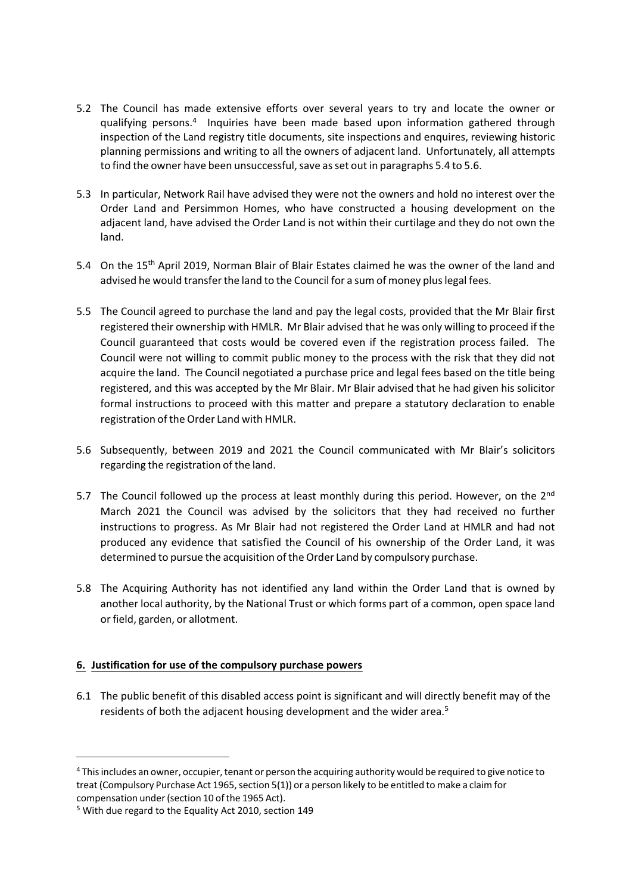5.2 The Council has made extensive efforts over several years to try and locate the owner or qualifying persons.[4] Inquiries have been made based upon information gathered through inspection of the Land registry title documents, site inspections and enquires, reviewing historic planning permissions and writing to all the owners of adjacent land. Unfortunately, all attempts to find the owner have been unsuccessful, save as set out in paragraphs 5.4 to 5.6.

5.3 In particular, Network Rail have advised they were not the owners and hold no interest over the Order Land and Persimmon Homes, who have constructed a housing development on the adjacent land, have advised the Order Land is not within their curtilage and they do not own the land.

5.4 On the 15th April 2019, Norman Blair of Blair Estates claimed he was the owner of the land and advised he would transfer the land to the Council for a sum of money plus legal fees.

5.5 The Council agreed to purchase the land and pay the legal costs, provided that the Mr Blair first registered their ownership with HMLR. Mr Blair advised that he was only willing to proceed if the Council guaranteed that costs would be covered even if the registration process failed. The Council were not willing to commit public money to the process with the risk that they did not acquire the land. The Council negotiated a purchase price and legal fees based on the title being registered, and this was accepted by the Mr Blair. Mr Blair advised that he had given his solicitor formal instructions to proceed with this matter and prepare a statutory declaration to enable registration of the Order Land with HMLR.

5.6 Subsequently, between 2019 and 2021 the Council communicated with Mr Blair's solicitors regarding the registration of the land.

5.7 The Council followed up the process at least monthly during this period. However, on the 2nd March 2021 the Council was advised by the solicitors that they had received no further instructions to progress. As Mr Blair had not registered the Order Land at HMLR and had not produced any evidence that satisfied the Council of his ownership of the Order Land, it was determined to pursue the acquisition of the Order Land by compulsory purchase.

5.8 The Acquiring Authority has not identified any land within the Order Land that is owned by another local authority, by the National Trust or which forms part of a common, open space land or field, garden, or allotment.

## 6. Justification for use of the compulsory purchase powers

6.1 The public benefit of this disabled access point is significant and will directly benefit may of the residents of both the adjacent housing development and the wider area.[5]

---

[4] This includes an owner, occupier, tenant or person the acquiring authority would be required to give notice to treat (Compulsory Purchase Act 1965, section 5(1)) or a person likely to be entitled to make a claim for compensation under (section 10 of the 1965 Act).

[5] With due regard to the Equality Act 2010, section 149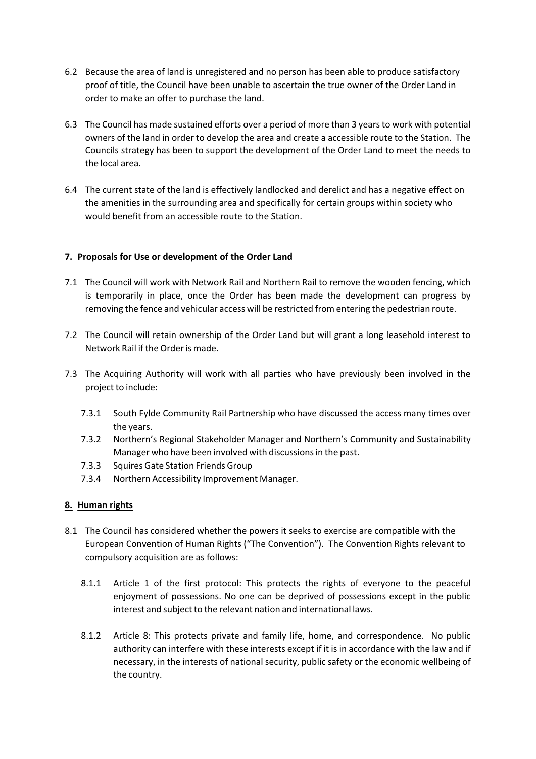6.2 Because the area of land is unregistered and no person has been able to produce satisfactory proof of title, the Council have been unable to ascertain the true owner of the Order Land in order to make an offer to purchase the land.

6.3 The Council has made sustained efforts over a period of more than 3 years to work with potential owners of the land in order to develop the area and create a accessible route to the Station. The Councils strategy has been to support the development of the Order Land to meet the needs to the local area.

6.4 The current state of the land is effectively landlocked and derelict and has a negative effect on the amenities in the surrounding area and specifically for certain groups within society who would benefit from an accessible route to the Station.

## 7. Proposals for Use or development of the Order Land

7.1 The Council will work with Network Rail and Northern Rail to remove the wooden fencing, which is temporarily in place, once the Order has been made the development can progress by removing the fence and vehicular access will be restricted from entering the pedestrian route.

7.2 The Council will retain ownership of the Order Land but will grant a long leasehold interest to Network Rail if the Order is made.

7.3 The Acquiring Authority will work with all parties who have previously been involved in the project to include:

- 7.3.1 South Fylde Community Rail Partnership who have discussed the access many times over the years.
- 7.3.2 Northern's Regional Stakeholder Manager and Northern's Community and Sustainability Manager who have been involved with discussions in the past.
- 7.3.3 Squires Gate Station Friends Group
- 7.3.4 Northern Accessibility Improvement Manager.

## 8. Human rights

8.1 The Council has considered whether the powers it seeks to exercise are compatible with the European Convention of Human Rights ("The Convention"). The Convention Rights relevant to compulsory acquisition are as follows:

- 8.1.1 Article 1 of the first protocol: This protects the rights of everyone to the peaceful enjoyment of possessions. No one can be deprived of possessions except in the public interest and subject to the relevant nation and international laws.

- 8.1.2 Article 8: This protects private and family life, home, and correspondence. No public authority can interfere with these interests except if it is in accordance with the law and if necessary, in the interests of national security, public safety or the economic wellbeing of the country.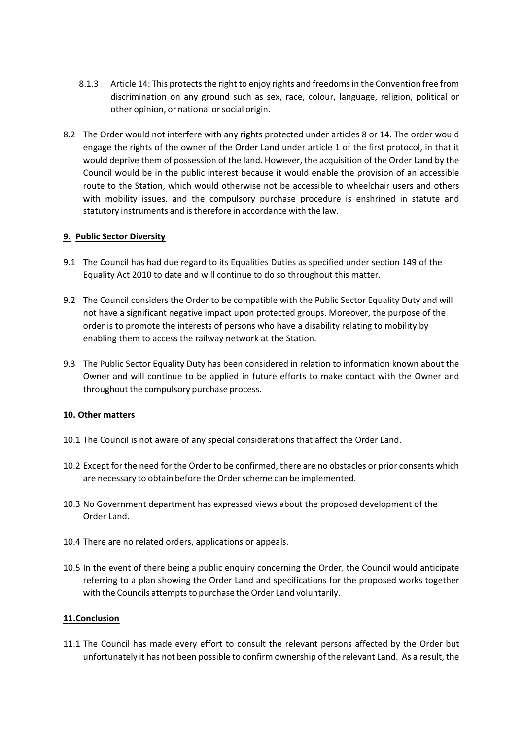8.1.3 Article 14: This protects the right to enjoy rights and freedoms in the Convention free from discrimination on any ground such as sex, race, colour, language, religion, political or other opinion, or national or social origin.

8.2 The Order would not interfere with any rights protected under articles 8 or 14. The order would engage the rights of the owner of the Order Land under article 1 of the first protocol, in that it would deprive them of possession of the land. However, the acquisition of the Order Land by the Council would be in the public interest because it would enable the provision of an accessible route to the Station, which would otherwise not be accessible to wheelchair users and others with mobility issues, and the compulsory purchase procedure is enshrined in statute and statutory instruments and is therefore in accordance with the law.

## 9. Public Sector Diversity

9.1 The Council has had due regard to its Equalities Duties as specified under section 149 of the Equality Act 2010 to date and will continue to do so throughout this matter.

9.2 The Council considers the Order to be compatible with the Public Sector Equality Duty and will not have a significant negative impact upon protected groups. Moreover, the purpose of the order is to promote the interests of persons who have a disability relating to mobility by enabling them to access the railway network at the Station.

9.3 The Public Sector Equality Duty has been considered in relation to information known about the Owner and will continue to be applied in future efforts to make contact with the Owner and throughout the compulsory purchase process.

## 10. Other matters

10.1 The Council is not aware of any special considerations that affect the Order Land.

10.2 Except for the need for the Order to be confirmed, there are no obstacles or prior consents which are necessary to obtain before the Order scheme can be implemented.

10.3 No Government department has expressed views about the proposed development of the Order Land.

10.4 There are no related orders, applications or appeals.

10.5 In the event of there being a public enquiry concerning the Order, the Council would anticipate referring to a plan showing the Order Land and specifications for the proposed works together with the Councils attempts to purchase the Order Land voluntarily.

## 11.Conclusion

11.1 The Council has made every effort to consult the relevant persons affected by the Order but unfortunately it has not been possible to confirm ownership of the relevant Land. As a result, the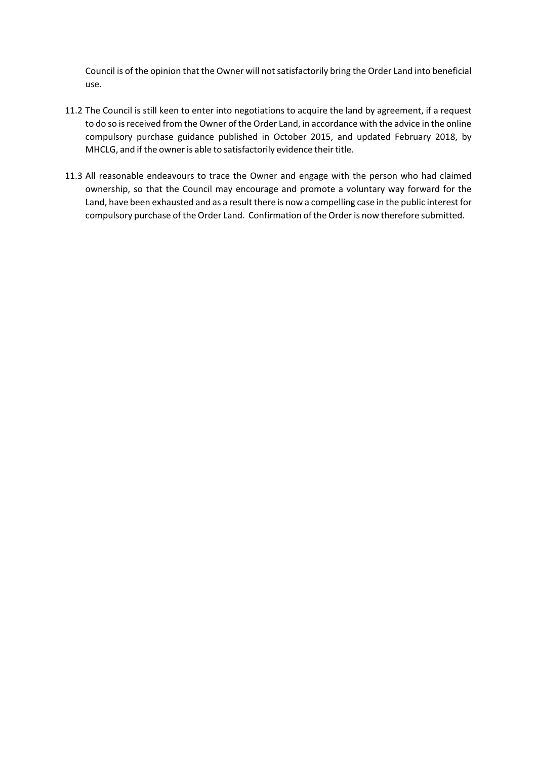Council is of the opinion that the Owner will not satisfactorily bring the Order Land into beneficial use.

11.2 The Council is still keen to enter into negotiations to acquire the land by agreement, if a request to do so is received from the Owner of the Order Land, in accordance with the advice in the online compulsory purchase guidance published in October 2015, and updated February 2018, by MHCLG, and if the owner is able to satisfactorily evidence their title.

11.3 All reasonable endeavours to trace the Owner and engage with the person who had claimed ownership, so that the Council may encourage and promote a voluntary way forward for the Land, have been exhausted and as a result there is now a compelling case in the public interest for compulsory purchase of the Order Land. Confirmation of the Order is now therefore submitted.